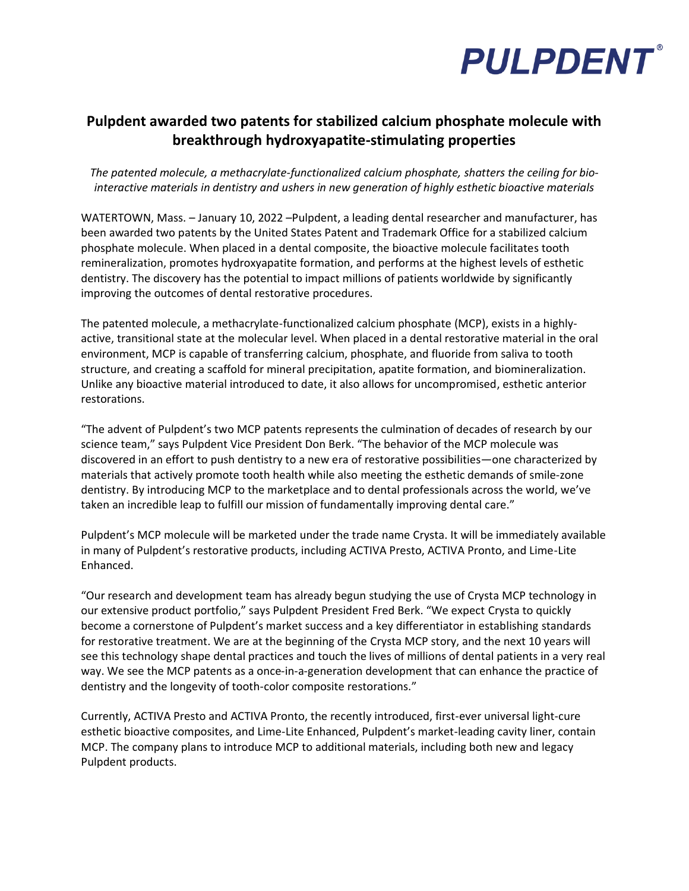**PULPDENT®**

# Pulpdent awarded two patents for stabilized calcium phosphate molecule with breakthrough hydroxyapatite-stimulating properties

*The patented molecule, a methacrylate-functionalized calcium phosphate, shatters the ceiling for bio-interactive materials in dentistry and ushers in new generation of highly esthetic bioactive materials*

WATERTOWN, Mass. – January 10, 2022 –Pulpdent, a leading dental researcher and manufacturer, has been awarded two patents by the United States Patent and Trademark Office for a stabilized calcium phosphate molecule. When placed in a dental composite, the bioactive molecule facilitates tooth remineralization, promotes hydroxyapatite formation, and performs at the highest levels of esthetic dentistry. The discovery has the potential to impact millions of patients worldwide by significantly improving the outcomes of dental restorative procedures.

The patented molecule, a methacrylate-functionalized calcium phosphate (MCP), exists in a highly-active, transitional state at the molecular level. When placed in a dental restorative material in the oral environment, MCP is capable of transferring calcium, phosphate, and fluoride from saliva to tooth structure, and creating a scaffold for mineral precipitation, apatite formation, and biomineralization. Unlike any bioactive material introduced to date, it also allows for uncompromised, esthetic anterior restorations.

"The advent of Pulpdent's two MCP patents represents the culmination of decades of research by our science team," says Pulpdent Vice President Don Berk. "The behavior of the MCP molecule was discovered in an effort to push dentistry to a new era of restorative possibilities—one characterized by materials that actively promote tooth health while also meeting the esthetic demands of smile-zone dentistry. By introducing MCP to the marketplace and to dental professionals across the world, we've taken an incredible leap to fulfill our mission of fundamentally improving dental care."

Pulpdent's MCP molecule will be marketed under the trade name Crysta. It will be immediately available in many of Pulpdent's restorative products, including ACTIVA Presto, ACTIVA Pronto, and Lime-Lite Enhanced.

"Our research and development team has already begun studying the use of Crysta MCP technology in our extensive product portfolio," says Pulpdent President Fred Berk. "We expect Crysta to quickly become a cornerstone of Pulpdent's market success and a key differentiator in establishing standards for restorative treatment. We are at the beginning of the Crysta MCP story, and the next 10 years will see this technology shape dental practices and touch the lives of millions of dental patients in a very real way. We see the MCP patents as a once-in-a-generation development that can enhance the practice of dentistry and the longevity of tooth-color composite restorations."

Currently, ACTIVA Presto and ACTIVA Pronto, the recently introduced, first-ever universal light-cure esthetic bioactive composites, and Lime-Lite Enhanced, Pulpdent's market-leading cavity liner, contain MCP. The company plans to introduce MCP to additional materials, including both new and legacy Pulpdent products.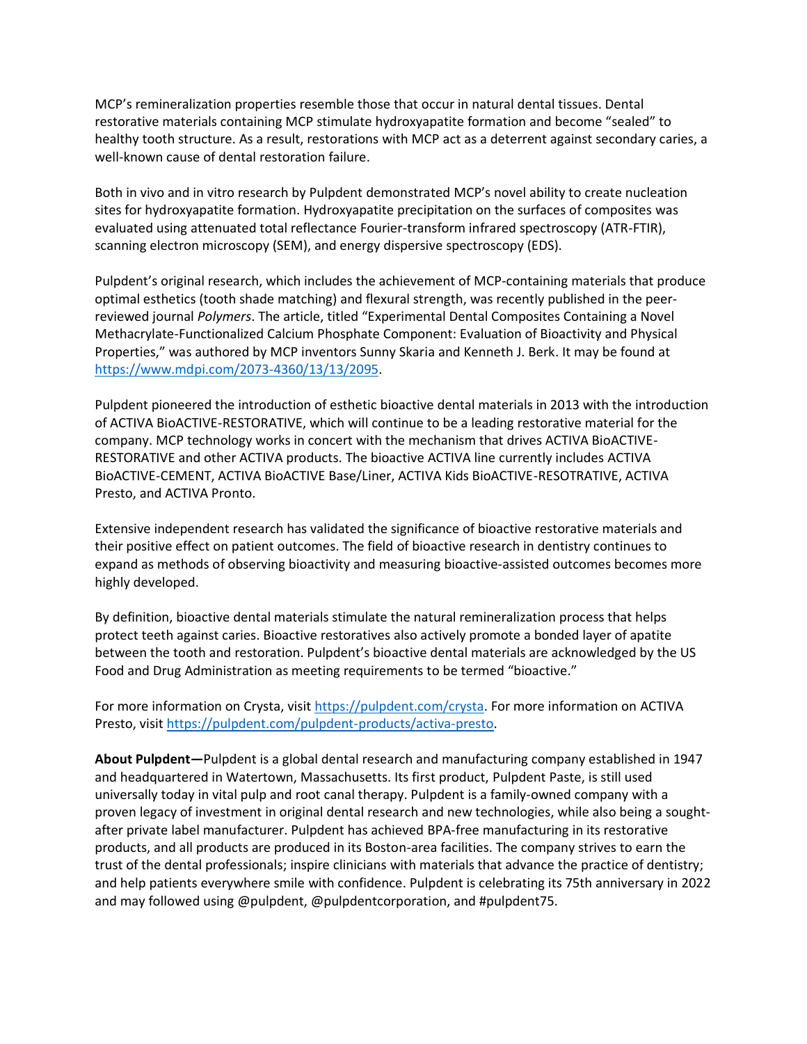MCP's remineralization properties resemble those that occur in natural dental tissues. Dental restorative materials containing MCP stimulate hydroxyapatite formation and become "sealed" to healthy tooth structure. As a result, restorations with MCP act as a deterrent against secondary caries, a well-known cause of dental restoration failure.

Both in vivo and in vitro research by Pulpdent demonstrated MCP's novel ability to create nucleation sites for hydroxyapatite formation. Hydroxyapatite precipitation on the surfaces of composites was evaluated using attenuated total reflectance Fourier-transform infrared spectroscopy (ATR-FTIR), scanning electron microscopy (SEM), and energy dispersive spectroscopy (EDS).

Pulpdent's original research, which includes the achievement of MCP-containing materials that produce optimal esthetics (tooth shade matching) and flexural strength, was recently published in the peer-reviewed journal *Polymers*. The article, titled "Experimental Dental Composites Containing a Novel Methacrylate-Functionalized Calcium Phosphate Component: Evaluation of Bioactivity and Physical Properties," was authored by MCP inventors Sunny Skaria and Kenneth J. Berk. It may be found at [https://www.mdpi.com/2073-4360/13/13/2095](https://www.mdpi.com/2073-4360/13/13/2095).

Pulpdent pioneered the introduction of esthetic bioactive dental materials in 2013 with the introduction of ACTIVA BioACTIVE-RESTORATIVE, which will continue to be a leading restorative material for the company. MCP technology works in concert with the mechanism that drives ACTIVA BioACTIVE-RESTORATIVE and other ACTIVA products. The bioactive ACTIVA line currently includes ACTIVA BioACTIVE-CEMENT, ACTIVA BioACTIVE Base/Liner, ACTIVA Kids BioACTIVE-RESOTRATIVE, ACTIVA Presto, and ACTIVA Pronto.

Extensive independent research has validated the significance of bioactive restorative materials and their positive effect on patient outcomes. The field of bioactive research in dentistry continues to expand as methods of observing bioactivity and measuring bioactive-assisted outcomes becomes more highly developed.

By definition, bioactive dental materials stimulate the natural remineralization process that helps protect teeth against caries. Bioactive restoratives also actively promote a bonded layer of apatite between the tooth and restoration. Pulpdent's bioactive dental materials are acknowledged by the US Food and Drug Administration as meeting requirements to be termed "bioactive."

For more information on Crysta, visit [https://pulpdent.com/crysta](https://pulpdent.com/crysta). For more information on ACTIVA Presto, visit [https://pulpdent.com/pulpdent-products/activa-presto](https://pulpdent.com/pulpdent-products/activa-presto).

**About Pulpdent—**Pulpdent is a global dental research and manufacturing company established in 1947 and headquartered in Watertown, Massachusetts. Its first product, Pulpdent Paste, is still used universally today in vital pulp and root canal therapy. Pulpdent is a family-owned company with a proven legacy of investment in original dental research and new technologies, while also being a sought-after private label manufacturer. Pulpdent has achieved BPA-free manufacturing in its restorative products, and all products are produced in its Boston-area facilities. The company strives to earn the trust of the dental professionals; inspire clinicians with materials that advance the practice of dentistry; and help patients everywhere smile with confidence. Pulpdent is celebrating its 75th anniversary in 2022 and may followed using @pulpdent, @pulpdentcorporation, and #pulpdent75.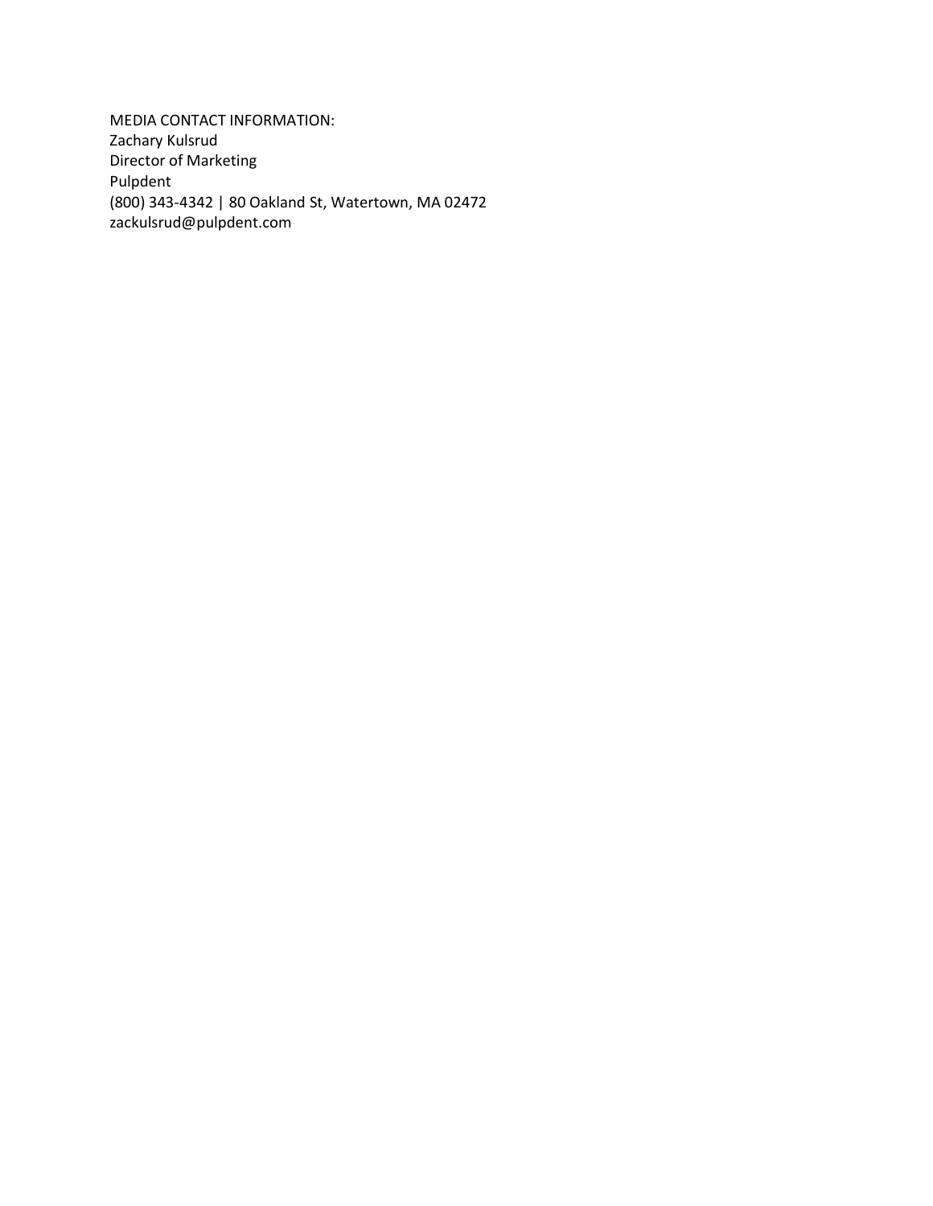MEDIA CONTACT INFORMATION:
Zachary Kulsrud
Director of Marketing
Pulpdent
(800) 343-4342 | 80 Oakland St, Watertown, MA 02472
zackulsrud@pulpdent.com